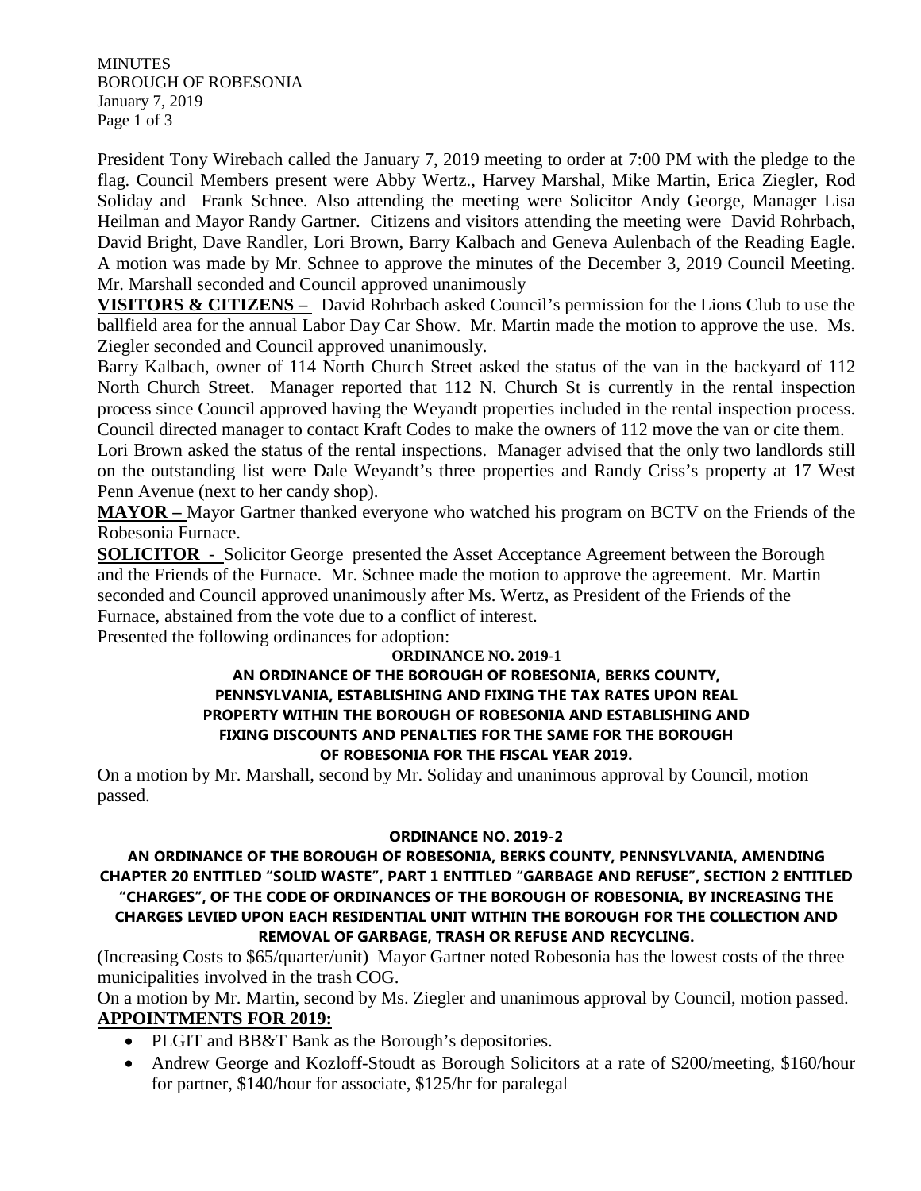MINUTES
BOROUGH OF ROBESONIA
January 7, 2019

President Tony Wirebach called the January 7, 2019 meeting to order at 7:00 PM with the pledge to the flag. Council Members present were Abby Wertz., Harvey Marshal, Mike Martin, Erica Ziegler, Rod Soliday and Frank Schnee. Also attending the meeting were Solicitor Andy George, Manager Lisa Heilman and Mayor Randy Gartner. Citizens and visitors attending the meeting were David Rohrbach, David Bright, Dave Randler, Lori Brown, Barry Kalbach and Geneva Aulenbach of the Reading Eagle. A motion was made by Mr. Schnee to approve the minutes of the December 3, 2019 Council Meeting. Mr. Marshall seconded and Council approved unanimously

**VISITORS & CITIZENS –** David Rohrbach asked Council's permission for the Lions Club to use the ballfield area for the annual Labor Day Car Show. Mr. Martin made the motion to approve the use. Ms. Ziegler seconded and Council approved unanimously.

Barry Kalbach, owner of 114 North Church Street asked the status of the van in the backyard of 112 North Church Street. Manager reported that 112 N. Church St is currently in the rental inspection process since Council approved having the Weyandt properties included in the rental inspection process. Council directed manager to contact Kraft Codes to make the owners of 112 move the van or cite them.

Lori Brown asked the status of the rental inspections. Manager advised that the only two landlords still on the outstanding list were Dale Weyandt's three properties and Randy Criss's property at 17 West Penn Avenue (next to her candy shop).

**MAYOR –** Mayor Gartner thanked everyone who watched his program on BCTV on the Friends of the Robesonia Furnace.

**SOLICITOR -** Solicitor George presented the Asset Acceptance Agreement between the Borough and the Friends of the Furnace. Mr. Schnee made the motion to approve the agreement. Mr. Martin seconded and Council approved unanimously after Ms. Wertz, as President of the Friends of the Furnace, abstained from the vote due to a conflict of interest.

Presented the following ordinances for adoption:

**ORDINANCE NO. 2019-1**

**AN ORDINANCE OF THE BOROUGH OF ROBESONIA, BERKS COUNTY, PENNSYLVANIA, ESTABLISHING AND FIXING THE TAX RATES UPON REAL PROPERTY WITHIN THE BOROUGH OF ROBESONIA AND ESTABLISHING AND FIXING DISCOUNTS AND PENALTIES FOR THE SAME FOR THE BOROUGH OF ROBESONIA FOR THE FISCAL YEAR 2019.**

On a motion by Mr. Marshall, second by Mr. Soliday and unanimous approval by Council, motion passed.

**ORDINANCE NO. 2019-2**

**AN ORDINANCE OF THE BOROUGH OF ROBESONIA, BERKS COUNTY, PENNSYLVANIA, AMENDING CHAPTER 20 ENTITLED "SOLID WASTE", PART 1 ENTITLED "GARBAGE AND REFUSE", SECTION 2 ENTITLED "CHARGES", OF THE CODE OF ORDINANCES OF THE BOROUGH OF ROBESONIA, BY INCREASING THE CHARGES LEVIED UPON EACH RESIDENTIAL UNIT WITHIN THE BOROUGH FOR THE COLLECTION AND REMOVAL OF GARBAGE, TRASH OR REFUSE AND RECYCLING.**

(Increasing Costs to $65/quarter/unit) Mayor Gartner noted Robesonia has the lowest costs of the three municipalities involved in the trash COG.

On a motion by Mr. Martin, second by Ms. Ziegler and unanimous approval by Council, motion passed.

**APPOINTMENTS FOR 2019:**

- PLGIT and BB&T Bank as the Borough's depositories.
- Andrew George and Kozloff-Stoudt as Borough Solicitors at a rate of $200/meeting, $160/hour for partner, $140/hour for associate, $125/hr for paralegal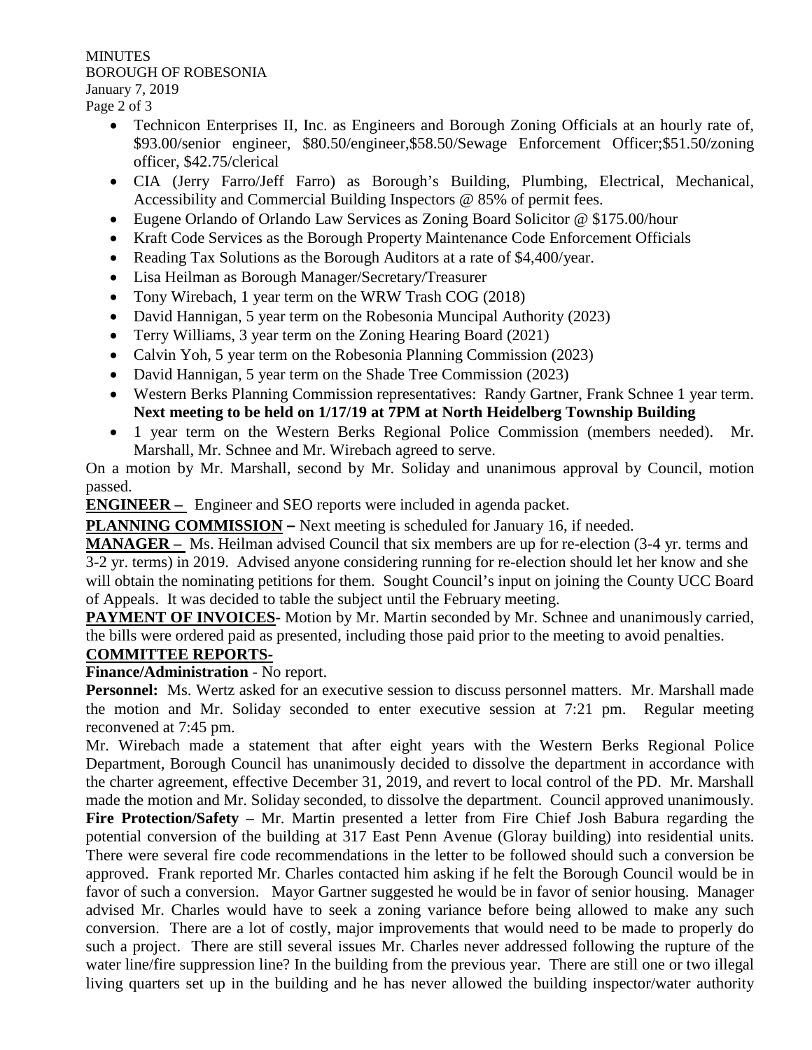- Technicon Enterprises II, Inc. as Engineers and Borough Zoning Officials at an hourly rate of, $93.00/senior engineer, $80.50/engineer,$58.50/Sewage Enforcement Officer;$51.50/zoning officer, $42.75/clerical
- CIA (Jerry Farro/Jeff Farro) as Borough's Building, Plumbing, Electrical, Mechanical, Accessibility and Commercial Building Inspectors @ 85% of permit fees.
- Eugene Orlando of Orlando Law Services as Zoning Board Solicitor @ $175.00/hour
- Kraft Code Services as the Borough Property Maintenance Code Enforcement Officials
- Reading Tax Solutions as the Borough Auditors at a rate of $4,400/year.
- Lisa Heilman as Borough Manager/Secretary/Treasurer
- Tony Wirebach, 1 year term on the WRW Trash COG (2018)
- David Hannigan, 5 year term on the Robesonia Muncipal Authority (2023)
- Terry Williams, 3 year term on the Zoning Hearing Board (2021)
- Calvin Yoh, 5 year term on the Robesonia Planning Commission (2023)
- David Hannigan, 5 year term on the Shade Tree Commission (2023)
- Western Berks Planning Commission representatives: Randy Gartner, Frank Schnee 1 year term. **Next meeting to be held on 1/17/19 at 7PM at North Heidelberg Township Building**
- 1 year term on the Western Berks Regional Police Commission (members needed). Mr. Marshall, Mr. Schnee and Mr. Wirebach agreed to serve.

On a motion by Mr. Marshall, second by Mr. Soliday and unanimous approval by Council, motion passed.

**ENGINEER –** Engineer and SEO reports were included in agenda packet.

**PLANNING COMMISSION –** Next meeting is scheduled for January 16, if needed.

**MANAGER –** Ms. Heilman advised Council that six members are up for re-election (3-4 yr. terms and 3-2 yr. terms) in 2019. Advised anyone considering running for re-election should let her know and she will obtain the nominating petitions for them. Sought Council's input on joining the County UCC Board of Appeals. It was decided to table the subject until the February meeting.

**PAYMENT OF INVOICES-** Motion by Mr. Martin seconded by Mr. Schnee and unanimously carried, the bills were ordered paid as presented, including those paid prior to the meeting to avoid penalties.

**COMMITTEE REPORTS-**

**Finance/Administration** - No report.

**Personnel:** Ms. Wertz asked for an executive session to discuss personnel matters. Mr. Marshall made the motion and Mr. Soliday seconded to enter executive session at 7:21 pm. Regular meeting reconvened at 7:45 pm.

Mr. Wirebach made a statement that after eight years with the Western Berks Regional Police Department, Borough Council has unanimously decided to dissolve the department in accordance with the charter agreement, effective December 31, 2019, and revert to local control of the PD. Mr. Marshall made the motion and Mr. Soliday seconded, to dissolve the department. Council approved unanimously.

**Fire Protection/Safety** – Mr. Martin presented a letter from Fire Chief Josh Babura regarding the potential conversion of the building at 317 East Penn Avenue (Gloray building) into residential units. There were several fire code recommendations in the letter to be followed should such a conversion be approved. Frank reported Mr. Charles contacted him asking if he felt the Borough Council would be in favor of such a conversion. Mayor Gartner suggested he would be in favor of senior housing. Manager advised Mr. Charles would have to seek a zoning variance before being allowed to make any such conversion. There are a lot of costly, major improvements that would need to be made to properly do such a project. There are still several issues Mr. Charles never addressed following the rupture of the water line/fire suppression line? In the building from the previous year. There are still one or two illegal living quarters set up in the building and he has never allowed the building inspector/water authority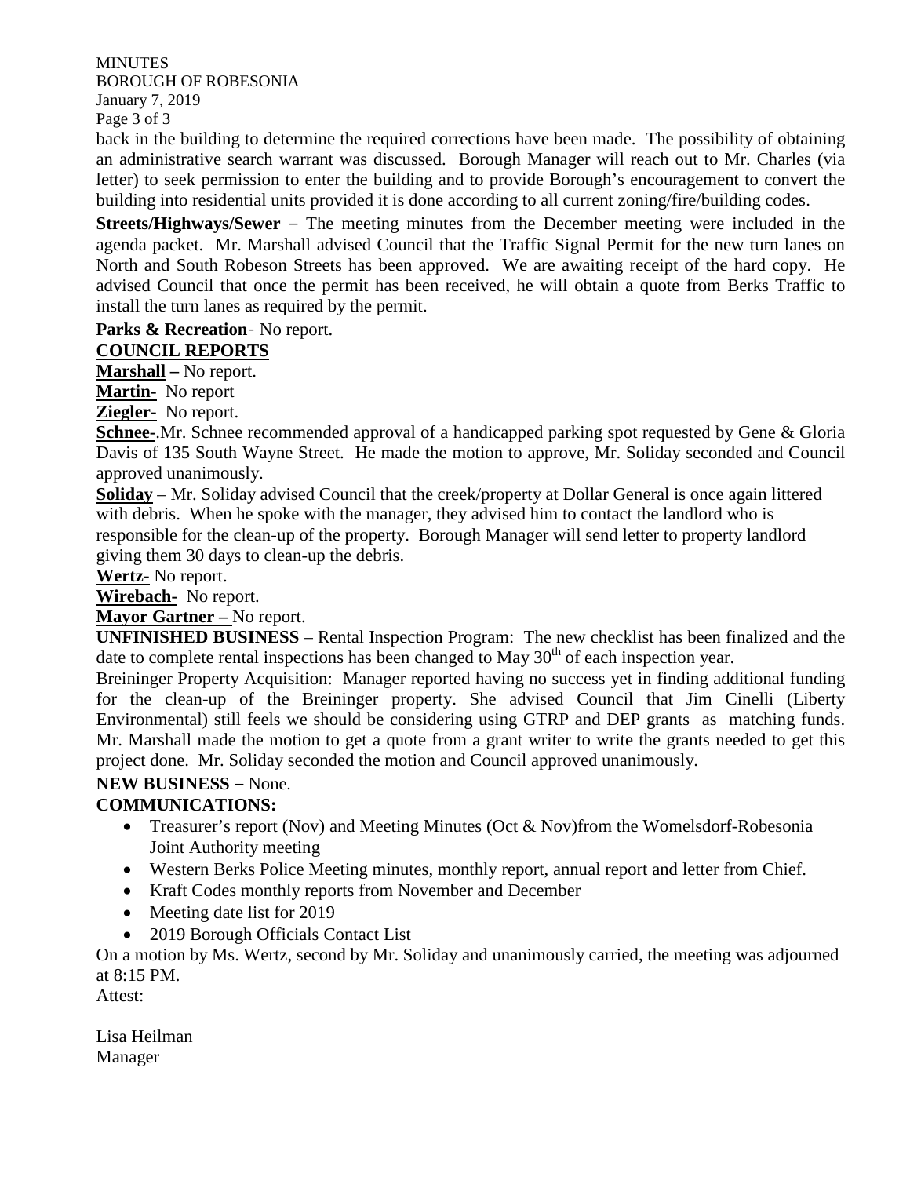back in the building to determine the required corrections have been made. The possibility of obtaining an administrative search warrant was discussed. Borough Manager will reach out to Mr. Charles (via letter) to seek permission to enter the building and to provide Borough's encouragement to convert the building into residential units provided it is done according to all current zoning/fire/building codes.

**Streets/Highways/Sewer** – The meeting minutes from the December meeting were included in the agenda packet. Mr. Marshall advised Council that the Traffic Signal Permit for the new turn lanes on North and South Robeson Streets has been approved. We are awaiting receipt of the hard copy. He advised Council that once the permit has been received, he will obtain a quote from Berks Traffic to install the turn lanes as required by the permit.

**Parks & Recreation**- No report.

**COUNCIL REPORTS**

**Marshall –** No report.

**Martin-** No report

**Ziegler-** No report.

**Schnee-**.Mr. Schnee recommended approval of a handicapped parking spot requested by Gene & Gloria Davis of 135 South Wayne Street. He made the motion to approve, Mr. Soliday seconded and Council approved unanimously.

**Soliday** – Mr. Soliday advised Council that the creek/property at Dollar General is once again littered with debris. When he spoke with the manager, they advised him to contact the landlord who is responsible for the clean-up of the property. Borough Manager will send letter to property landlord giving them 30 days to clean-up the debris.

**Wertz-** No report.

**Wirebach-** No report.

**Mayor Gartner –** No report.

**UNFINISHED BUSINESS** – Rental Inspection Program: The new checklist has been finalized and the date to complete rental inspections has been changed to May 30th of each inspection year.

Breininger Property Acquisition: Manager reported having no success yet in finding additional funding for the clean-up of the Breininger property. She advised Council that Jim Cinelli (Liberty Environmental) still feels we should be considering using GTRP and DEP grants as matching funds. Mr. Marshall made the motion to get a quote from a grant writer to write the grants needed to get this project done. Mr. Soliday seconded the motion and Council approved unanimously.

**NEW BUSINESS** – None.

**COMMUNICATIONS:**

- Treasurer's report (Nov) and Meeting Minutes (Oct & Nov)from the Womelsdorf-Robesonia Joint Authority meeting
- Western Berks Police Meeting minutes, monthly report, annual report and letter from Chief.
- Kraft Codes monthly reports from November and December
- Meeting date list for 2019
- 2019 Borough Officials Contact List

On a motion by Ms. Wertz, second by Mr. Soliday and unanimously carried, the meeting was adjourned at 8:15 PM.

Attest:

Lisa Heilman
Manager